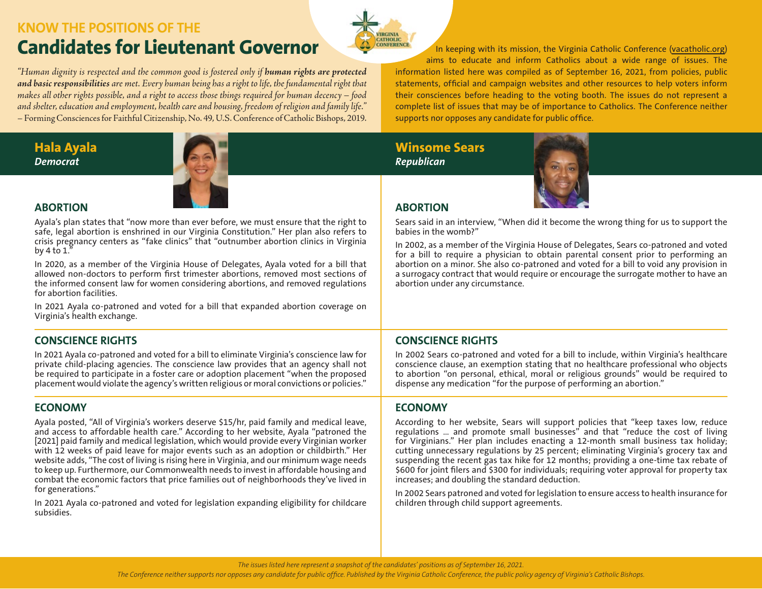## KNOW THE POSITIONS OF THE

# Candidates for Lieutenant Governor

*"Human dignity is respected and the common good is fostered only if* ***human rights are protected and basic responsibilities*** *are met. Every human being has a right to life, the fundamental right that makes all other rights possible, and a right to access those things required for human decency – food and shelter, education and employment, health care and housing, freedom of religion and family life."* – Forming Consciences for Faithful Citizenship, No. 49, U.S. Conference of Catholic Bishops, 2019.

In keeping with its mission, the Virginia Catholic Conference (vacatholic.org) aims to educate and inform Catholics about a wide range of issues. The information listed here was compiled as of September 16, 2021, from policies, public statements, official and campaign websites and other resources to help voters inform their consciences before heading to the voting booth. The issues do not represent a complete list of issues that may be of importance to Catholics. The Conference neither supports nor opposes any candidate for public office.

## Hala Ayala
***Democrat***

### ABORTION

Ayala's plan states that "now more than ever before, we must ensure that the right to safe, legal abortion is enshrined in our Virginia Constitution." Her plan also refers to crisis pregnancy centers as "fake clinics" that "outnumber abortion clinics in Virginia by 4 to 1."

In 2020, as a member of the Virginia House of Delegates, Ayala voted for a bill that allowed non-doctors to perform first trimester abortions, removed most sections of the informed consent law for women considering abortions, and removed regulations for abortion facilities.

In 2021 Ayala co-patroned and voted for a bill that expanded abortion coverage on Virginia's health exchange.

### CONSCIENCE RIGHTS

In 2021 Ayala co-patroned and voted for a bill to eliminate Virginia's conscience law for private child-placing agencies. The conscience law provides that an agency shall not be required to participate in a foster care or adoption placement "when the proposed placement would violate the agency's written religious or moral convictions or policies."

### ECONOMY

Ayala posted, "All of Virginia's workers deserve $15/hr, paid family and medical leave, and access to affordable health care." According to her website, Ayala "patroned the [2021] paid family and medical legislation, which would provide every Virginian worker with 12 weeks of paid leave for major events such as an adoption or childbirth." Her website adds, "The cost of living is rising here in Virginia, and our minimum wage needs to keep up. Furthermore, our Commonwealth needs to invest in affordable housing and combat the economic factors that price families out of neighborhoods they've lived in for generations."

In 2021 Ayala co-patroned and voted for legislation expanding eligibility for childcare subsidies.

## Winsome Sears
***Republican***

### ABORTION

Sears said in an interview, "When did it become the wrong thing for us to support the babies in the womb?"

In 2002, as a member of the Virginia House of Delegates, Sears co-patroned and voted for a bill to require a physician to obtain parental consent prior to performing an abortion on a minor. She also co-patroned and voted for a bill to void any provision in a surrogacy contract that would require or encourage the surrogate mother to have an abortion under any circumstance.

### CONSCIENCE RIGHTS

In 2002 Sears co-patroned and voted for a bill to include, within Virginia's healthcare conscience clause, an exemption stating that no healthcare professional who objects to abortion "on personal, ethical, moral or religious grounds" would be required to dispense any medication "for the purpose of performing an abortion."

### ECONOMY

According to her website, Sears will support policies that "keep taxes low, reduce regulations … and promote small businesses" and that "reduce the cost of living for Virginians." Her plan includes enacting a 12-month small business tax holiday; cutting unnecessary regulations by 25 percent; eliminating Virginia's grocery tax and suspending the recent gas tax hike for 12 months; providing a one-time tax rebate of $600 for joint filers and $300 for individuals; requiring voter approval for property tax increases; and doubling the standard deduction.

In 2002 Sears patroned and voted for legislation to ensure access to health insurance for children through child support agreements.

*The issues listed here represent a snapshot of the candidates' positions as of September 16, 2021.*
*The Conference neither supports nor opposes any candidate for public office. Published by the Virginia Catholic Conference, the public policy agency of Virginia's Catholic Bishops.*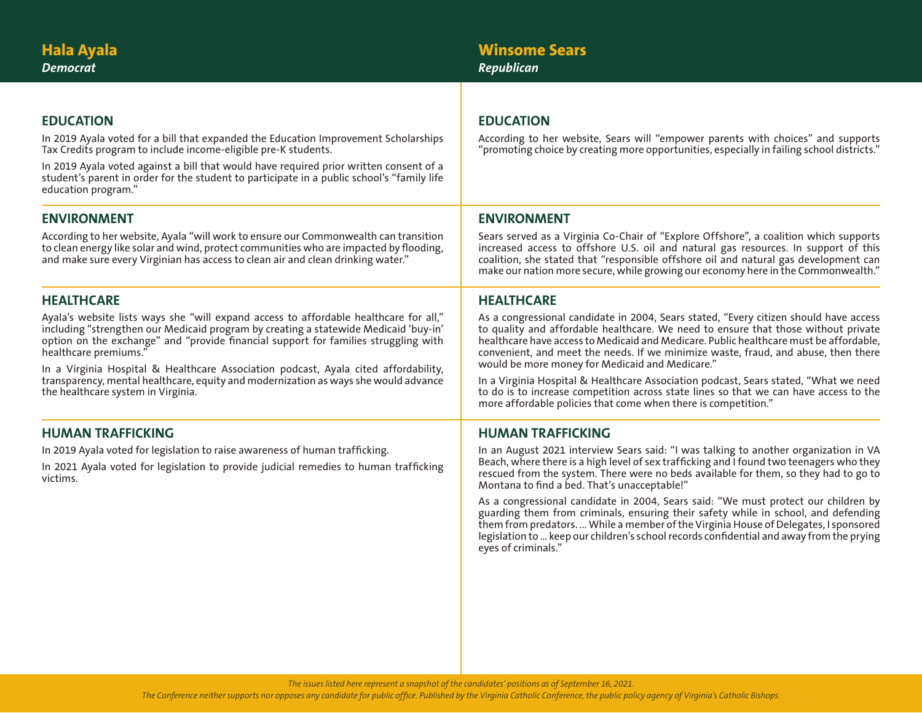## Hala Ayala

*Democrat*

### EDUCATION

In 2019 Ayala voted for a bill that expanded the Education Improvement Scholarships Tax Credits program to include income-eligible pre-K students.

In 2019 Ayala voted against a bill that would have required prior written consent of a student's parent in order for the student to participate in a public school's "family life education program."

### ENVIRONMENT

According to her website, Ayala "will work to ensure our Commonwealth can transition to clean energy like solar and wind, protect communities who are impacted by flooding, and make sure every Virginian has access to clean air and clean drinking water."

### HEALTHCARE

Ayala's website lists ways she "will expand access to affordable healthcare for all," including "strengthen our Medicaid program by creating a statewide Medicaid 'buy-in' option on the exchange" and "provide financial support for families struggling with healthcare premiums."

In a Virginia Hospital & Healthcare Association podcast, Ayala cited affordability, transparency, mental healthcare, equity and modernization as ways she would advance the healthcare system in Virginia.

### HUMAN TRAFFICKING

In 2019 Ayala voted for legislation to raise awareness of human trafficking.

In 2021 Ayala voted for legislation to provide judicial remedies to human trafficking victims.

## Winsome Sears

*Republican*

### EDUCATION

According to her website, Sears will "empower parents with choices" and supports "promoting choice by creating more opportunities, especially in failing school districts."

### ENVIRONMENT

Sears served as a Virginia Co-Chair of "Explore Offshore", a coalition which supports increased access to offshore U.S. oil and natural gas resources. In support of this coalition, she stated that "responsible offshore oil and natural gas development can make our nation more secure, while growing our economy here in the Commonwealth."

### HEALTHCARE

As a congressional candidate in 2004, Sears stated, "Every citizen should have access to quality and affordable healthcare. We need to ensure that those without private healthcare have access to Medicaid and Medicare. Public healthcare must be affordable, convenient, and meet the needs. If we minimize waste, fraud, and abuse, then there would be more money for Medicaid and Medicare."

In a Virginia Hospital & Healthcare Association podcast, Sears stated, "What we need to do is to increase competition across state lines so that we can have access to the more affordable policies that come when there is competition."

### HUMAN TRAFFICKING

In an August 2021 interview Sears said: "I was talking to another organization in VA Beach, where there is a high level of sex trafficking and I found two teenagers who they rescued from the system. There were no beds available for them, so they had to go to Montana to find a bed. That's unacceptable!"

As a congressional candidate in 2004, Sears said: "We must protect our children by guarding them from criminals, ensuring their safety while in school, and defending them from predators. ... While a member of the Virginia House of Delegates, I sponsored legislation to ... keep our children's school records confidential and away from the prying eyes of criminals."

*The issues listed here represent a snapshot of the candidates' positions as of September 16, 2021.*

*The Conference neither supports nor opposes any candidate for public office. Published by the Virginia Catholic Conference, the public policy agency of Virginia's Catholic Bishops.*